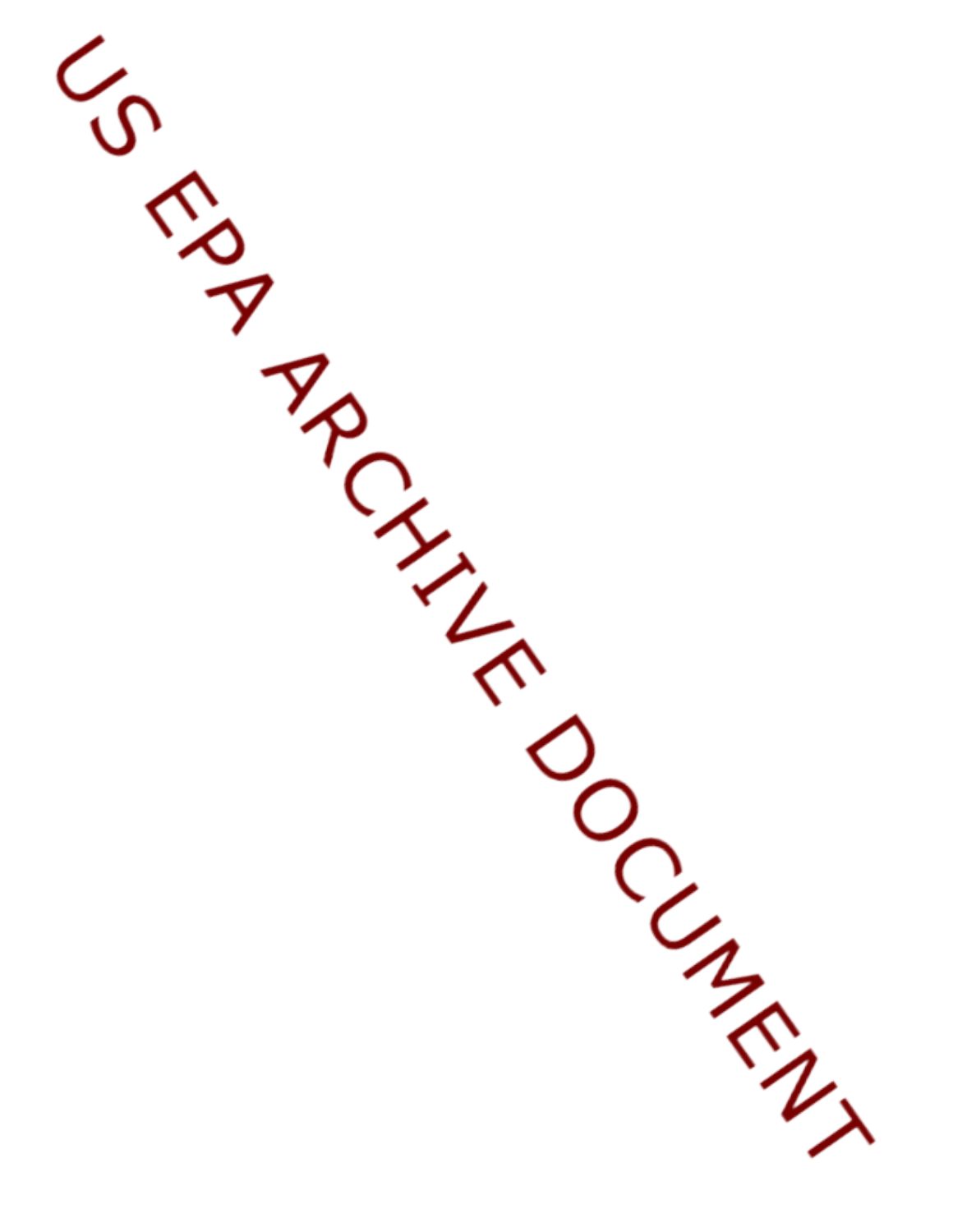US EPA ARCHIVE DOCUMENT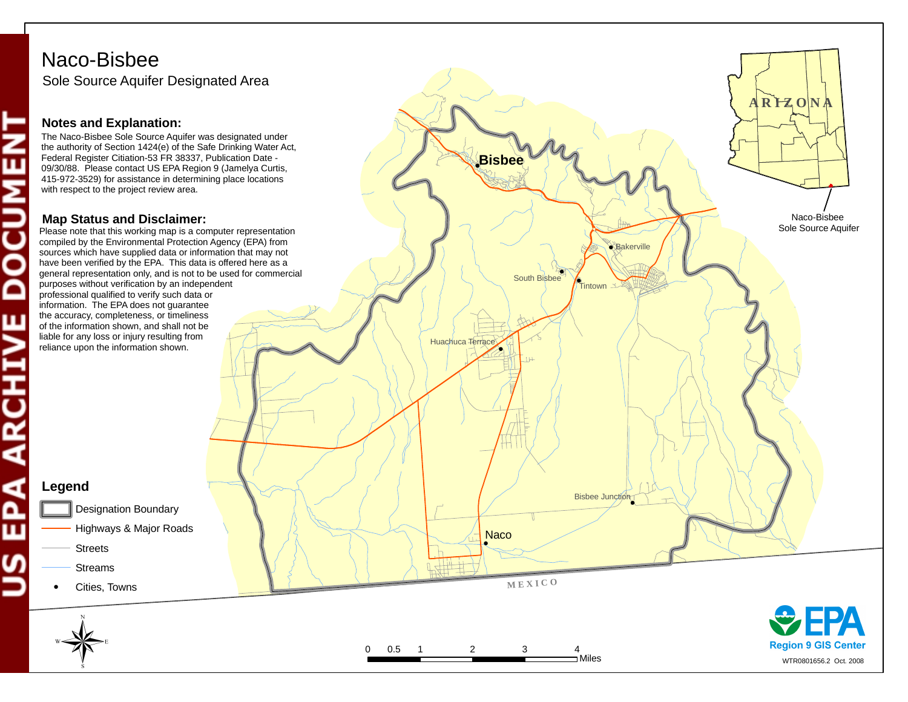US EPA ARCHIVE DOCUMENT

# Naco-Bisbee

## Sole Source Aquifer Designated Area

### Notes and Explanation:

The Naco-Bisbee Sole Source Aquifer was designated under the authority of Section 1424(e) of the Safe Drinking Water Act, Federal Register Citiation-53 FR 38337, Publication Date - 09/30/88. Please contact US EPA Region 9 (Jamelya Curtis, 415-972-3529) for assistance in determining place locations with respect to the project review area.

### Map Status and Disclaimer:

Please note that this working map is a computer representation compiled by the Environmental Protection Agency (EPA) from sources which have supplied data or information that may not have been verified by the EPA. This data is offered here as a general representation only, and is not to be used for commercial purposes without verification by an independent professional qualified to verify such data or information. The EPA does not guarantee the accuracy, completeness, or timeliness of the information shown, and shall not be liable for any loss or injury resulting from reliance upon the information shown.

### Legend

- Designation Boundary
- Highways & Major Roads
- Streets
- Streams
- Cities, Towns

Bisbee

Bakerville

South Bisbee

Tintown

Huachuca Terrace

Bisbee Junction

Naco

MEXICO

ARIZONA

Naco-Bisbee Sole Source Aquifer

0 0.5 1 2 3 4 Miles

EPA Region 9 GIS Center

WTR0801656.2 Oct. 2008